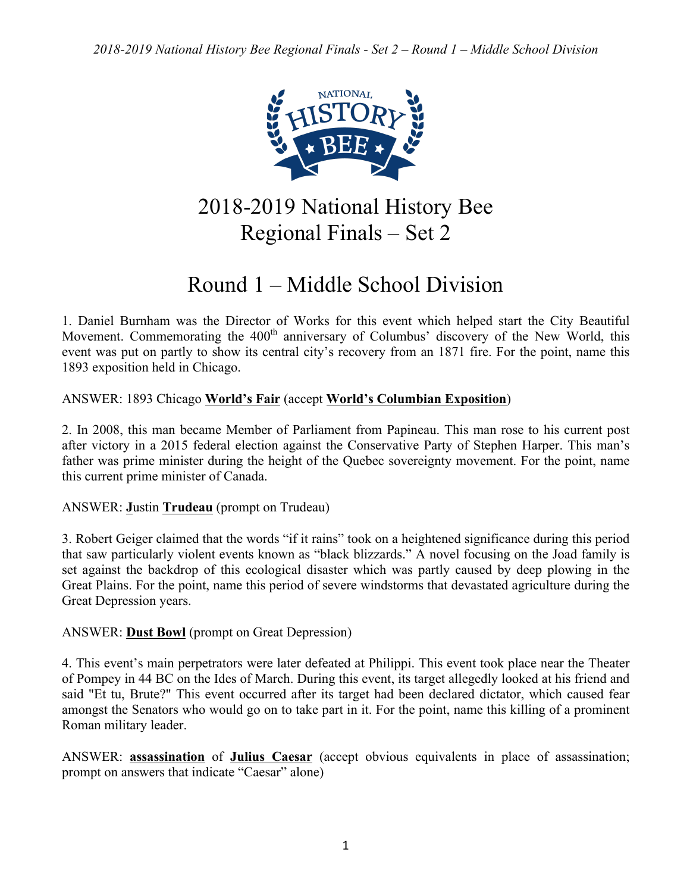# 2018-2019 National History Bee Regional Finals – Set 2

## Round 1 – Middle School Division

1. Daniel Burnham was the Director of Works for this event which helped start the City Beautiful Movement. Commemorating the 400th anniversary of Columbus' discovery of the New World, this event was put on partly to show its central city's recovery from an 1871 fire. For the point, name this 1893 exposition held in Chicago.

ANSWER: 1893 Chicago **World's Fair** (accept **World's Columbian Exposition**)

2. In 2008, this man became Member of Parliament from Papineau. This man rose to his current post after victory in a 2015 federal election against the Conservative Party of Stephen Harper. This man's father was prime minister during the height of the Quebec sovereignty movement. For the point, name this current prime minister of Canada.

ANSWER: **J**ustin **Trudeau** (prompt on Trudeau)

3. Robert Geiger claimed that the words "if it rains" took on a heightened significance during this period that saw particularly violent events known as "black blizzards." A novel focusing on the Joad family is set against the backdrop of this ecological disaster which was partly caused by deep plowing in the Great Plains. For the point, name this period of severe windstorms that devastated agriculture during the Great Depression years.

ANSWER: **Dust Bowl** (prompt on Great Depression)

4. This event's main perpetrators were later defeated at Philippi. This event took place near the Theater of Pompey in 44 BC on the Ides of March. During this event, its target allegedly looked at his friend and said "Et tu, Brute?" This event occurred after its target had been declared dictator, which caused fear amongst the Senators who would go on to take part in it. For the point, name this killing of a prominent Roman military leader.

ANSWER: **assassination** of **Julius Caesar** (accept obvious equivalents in place of assassination; prompt on answers that indicate "Caesar" alone)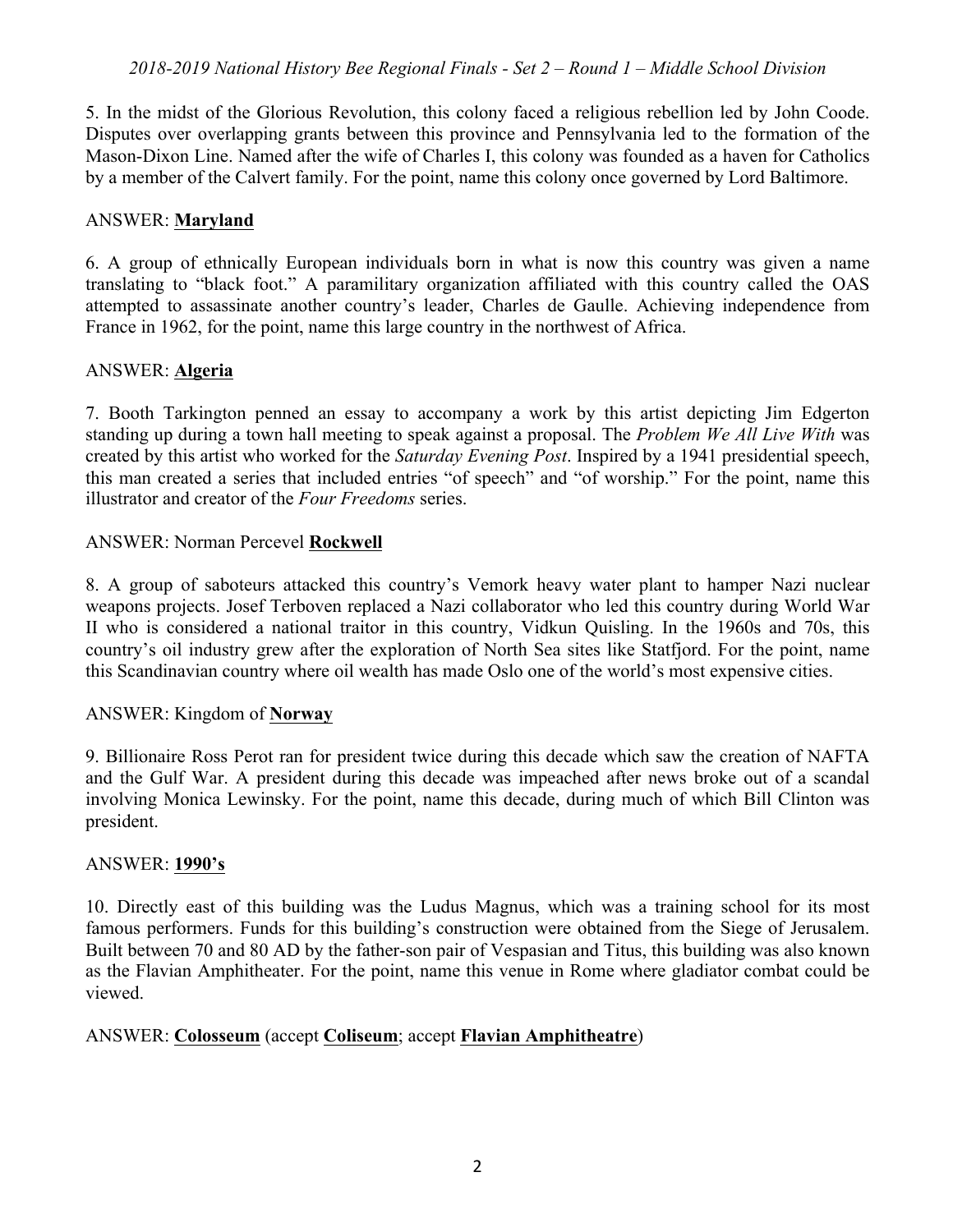5. In the midst of the Glorious Revolution, this colony faced a religious rebellion led by John Coode. Disputes over overlapping grants between this province and Pennsylvania led to the formation of the Mason-Dixon Line. Named after the wife of Charles I, this colony was founded as a haven for Catholics by a member of the Calvert family. For the point, name this colony once governed by Lord Baltimore.

ANSWER: **Maryland**

6. A group of ethnically European individuals born in what is now this country was given a name translating to "black foot." A paramilitary organization affiliated with this country called the OAS attempted to assassinate another country's leader, Charles de Gaulle. Achieving independence from France in 1962, for the point, name this large country in the northwest of Africa.

ANSWER: **Algeria**

7. Booth Tarkington penned an essay to accompany a work by this artist depicting Jim Edgerton standing up during a town hall meeting to speak against a proposal. The *Problem We All Live With* was created by this artist who worked for the *Saturday Evening Post*. Inspired by a 1941 presidential speech, this man created a series that included entries "of speech" and "of worship." For the point, name this illustrator and creator of the *Four Freedoms* series.

ANSWER: Norman Percevel **Rockwell**

8. A group of saboteurs attacked this country's Vemork heavy water plant to hamper Nazi nuclear weapons projects. Josef Terboven replaced a Nazi collaborator who led this country during World War II who is considered a national traitor in this country, Vidkun Quisling. In the 1960s and 70s, this country's oil industry grew after the exploration of North Sea sites like Statfjord. For the point, name this Scandinavian country where oil wealth has made Oslo one of the world's most expensive cities.

ANSWER: Kingdom of **Norway**

9. Billionaire Ross Perot ran for president twice during this decade which saw the creation of NAFTA and the Gulf War. A president during this decade was impeached after news broke out of a scandal involving Monica Lewinsky. For the point, name this decade, during much of which Bill Clinton was president.

ANSWER: **1990's**

10. Directly east of this building was the Ludus Magnus, which was a training school for its most famous performers. Funds for this building's construction were obtained from the Siege of Jerusalem. Built between 70 and 80 AD by the father-son pair of Vespasian and Titus, this building was also known as the Flavian Amphitheater. For the point, name this venue in Rome where gladiator combat could be viewed.

ANSWER: **Colosseum** (accept **Coliseum**; accept **Flavian Amphitheatre**)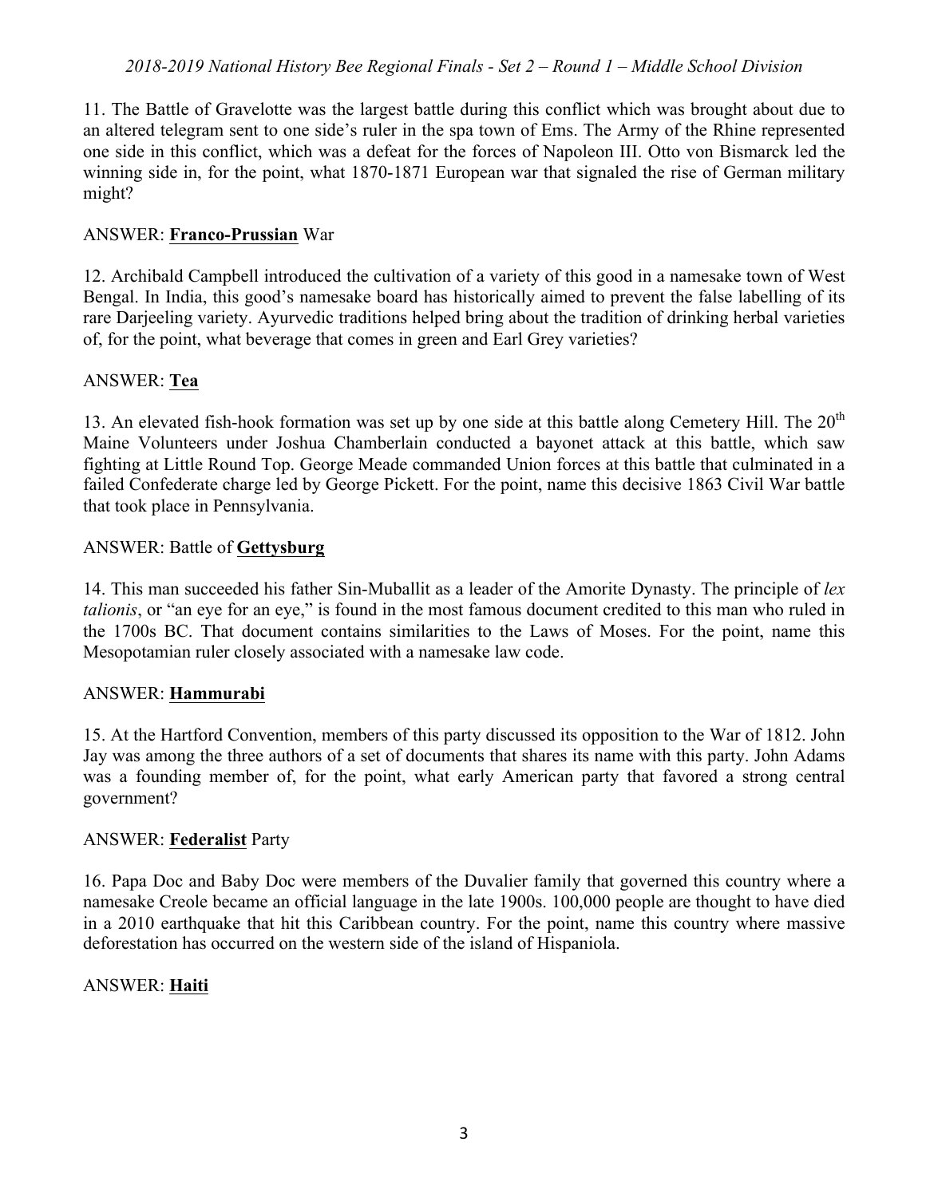11. The Battle of Gravelotte was the largest battle during this conflict which was brought about due to an altered telegram sent to one side's ruler in the spa town of Ems. The Army of the Rhine represented one side in this conflict, which was a defeat for the forces of Napoleon III. Otto von Bismarck led the winning side in, for the point, what 1870-1871 European war that signaled the rise of German military might?

ANSWER: **Franco-Prussian** War

12. Archibald Campbell introduced the cultivation of a variety of this good in a namesake town of West Bengal. In India, this good's namesake board has historically aimed to prevent the false labelling of its rare Darjeeling variety. Ayurvedic traditions helped bring about the tradition of drinking herbal varieties of, for the point, what beverage that comes in green and Earl Grey varieties?

ANSWER: **Tea**

13. An elevated fish-hook formation was set up by one side at this battle along Cemetery Hill. The 20th Maine Volunteers under Joshua Chamberlain conducted a bayonet attack at this battle, which saw fighting at Little Round Top. George Meade commanded Union forces at this battle that culminated in a failed Confederate charge led by George Pickett. For the point, name this decisive 1863 Civil War battle that took place in Pennsylvania.

ANSWER: Battle of **Gettysburg**

14. This man succeeded his father Sin-Muballit as a leader of the Amorite Dynasty. The principle of *lex talionis*, or "an eye for an eye," is found in the most famous document credited to this man who ruled in the 1700s BC. That document contains similarities to the Laws of Moses. For the point, name this Mesopotamian ruler closely associated with a namesake law code.

ANSWER: **Hammurabi**

15. At the Hartford Convention, members of this party discussed its opposition to the War of 1812. John Jay was among the three authors of a set of documents that shares its name with this party. John Adams was a founding member of, for the point, what early American party that favored a strong central government?

ANSWER: **Federalist** Party

16. Papa Doc and Baby Doc were members of the Duvalier family that governed this country where a namesake Creole became an official language in the late 1900s. 100,000 people are thought to have died in a 2010 earthquake that hit this Caribbean country. For the point, name this country where massive deforestation has occurred on the western side of the island of Hispaniola.

ANSWER: **Haiti**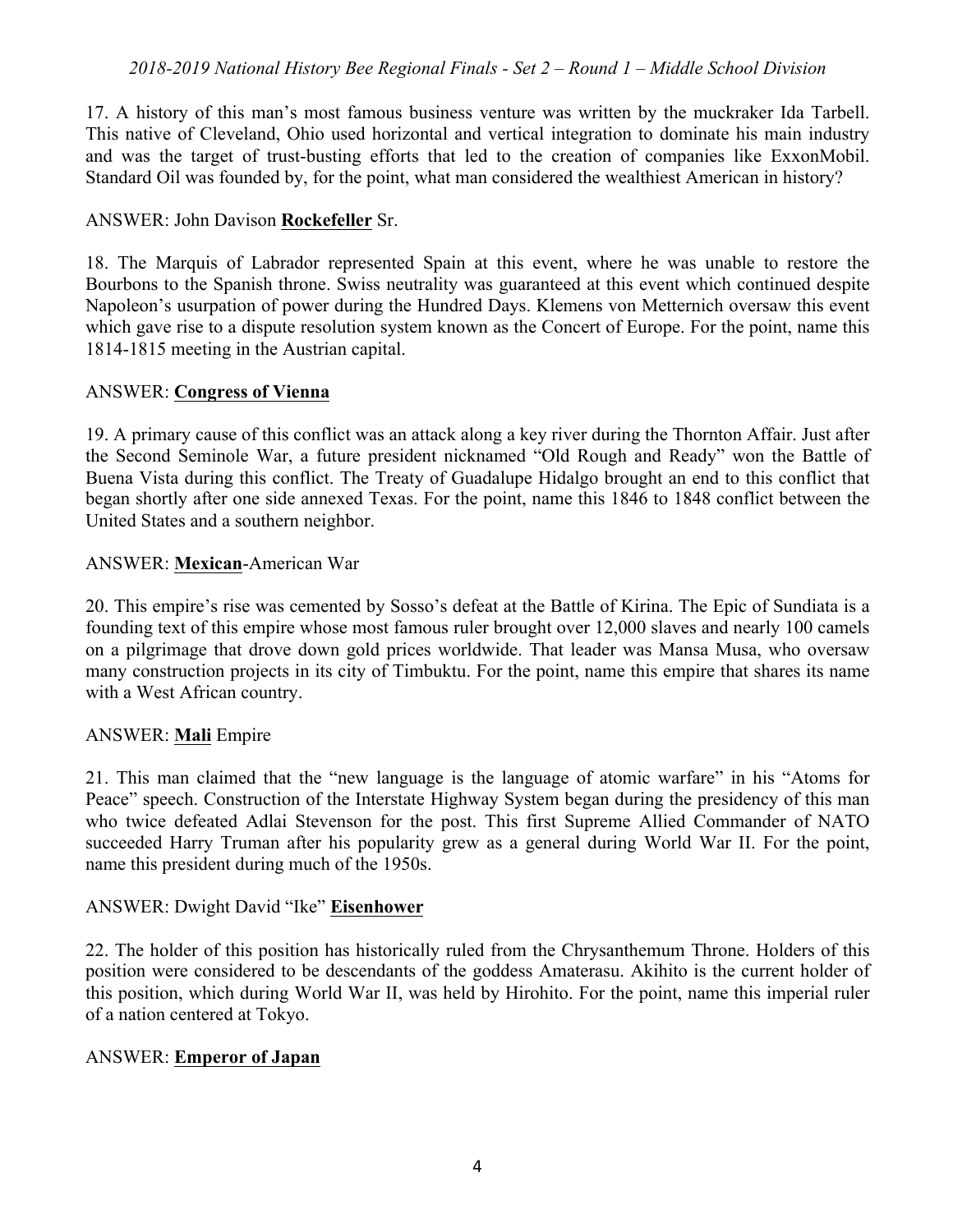17. A history of this man's most famous business venture was written by the muckraker Ida Tarbell. This native of Cleveland, Ohio used horizontal and vertical integration to dominate his main industry and was the target of trust-busting efforts that led to the creation of companies like ExxonMobil. Standard Oil was founded by, for the point, what man considered the wealthiest American in history?

ANSWER: John Davison **Rockefeller** Sr.

18. The Marquis of Labrador represented Spain at this event, where he was unable to restore the Bourbons to the Spanish throne. Swiss neutrality was guaranteed at this event which continued despite Napoleon's usurpation of power during the Hundred Days. Klemens von Metternich oversaw this event which gave rise to a dispute resolution system known as the Concert of Europe. For the point, name this 1814-1815 meeting in the Austrian capital.

ANSWER: **Congress of Vienna**

19. A primary cause of this conflict was an attack along a key river during the Thornton Affair. Just after the Second Seminole War, a future president nicknamed "Old Rough and Ready" won the Battle of Buena Vista during this conflict. The Treaty of Guadalupe Hidalgo brought an end to this conflict that began shortly after one side annexed Texas. For the point, name this 1846 to 1848 conflict between the United States and a southern neighbor.

ANSWER: **Mexican**-American War

20. This empire's rise was cemented by Sosso's defeat at the Battle of Kirina. The Epic of Sundiata is a founding text of this empire whose most famous ruler brought over 12,000 slaves and nearly 100 camels on a pilgrimage that drove down gold prices worldwide. That leader was Mansa Musa, who oversaw many construction projects in its city of Timbuktu. For the point, name this empire that shares its name with a West African country.

ANSWER: **Mali** Empire

21. This man claimed that the "new language is the language of atomic warfare" in his "Atoms for Peace" speech. Construction of the Interstate Highway System began during the presidency of this man who twice defeated Adlai Stevenson for the post. This first Supreme Allied Commander of NATO succeeded Harry Truman after his popularity grew as a general during World War II. For the point, name this president during much of the 1950s.

ANSWER: Dwight David "Ike" **Eisenhower**

22. The holder of this position has historically ruled from the Chrysanthemum Throne. Holders of this position were considered to be descendants of the goddess Amaterasu. Akihito is the current holder of this position, which during World War II, was held by Hirohito. For the point, name this imperial ruler of a nation centered at Tokyo.

ANSWER: **Emperor of Japan**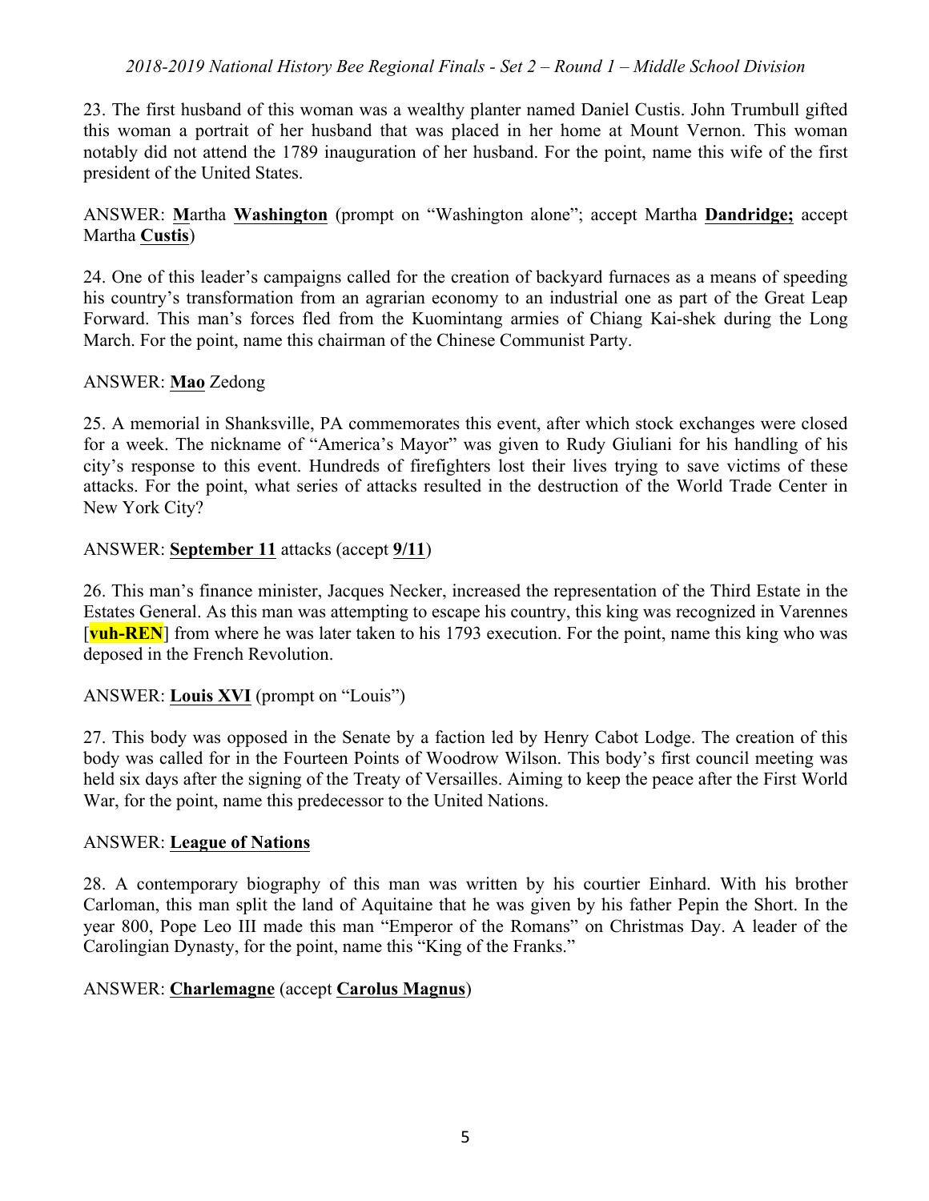23. The first husband of this woman was a wealthy planter named Daniel Custis. John Trumbull gifted this woman a portrait of her husband that was placed in her home at Mount Vernon. This woman notably did not attend the 1789 inauguration of her husband. For the point, name this wife of the first president of the United States.

ANSWER: **M**artha **Washington** (prompt on "Washington alone"; accept Martha **Dandridge;** accept Martha **Custis**)

24. One of this leader's campaigns called for the creation of backyard furnaces as a means of speeding his country's transformation from an agrarian economy to an industrial one as part of the Great Leap Forward. This man's forces fled from the Kuomintang armies of Chiang Kai-shek during the Long March. For the point, name this chairman of the Chinese Communist Party.

ANSWER: **Mao** Zedong

25. A memorial in Shanksville, PA commemorates this event, after which stock exchanges were closed for a week. The nickname of "America's Mayor" was given to Rudy Giuliani for his handling of his city's response to this event. Hundreds of firefighters lost their lives trying to save victims of these attacks. For the point, what series of attacks resulted in the destruction of the World Trade Center in New York City?

ANSWER: **September 11** attacks (accept **9/11**)

26. This man's finance minister, Jacques Necker, increased the representation of the Third Estate in the Estates General. As this man was attempting to escape his country, this king was recognized in Varennes [**vuh-REN**] from where he was later taken to his 1793 execution. For the point, name this king who was deposed in the French Revolution.

ANSWER: **Louis XVI** (prompt on "Louis")

27. This body was opposed in the Senate by a faction led by Henry Cabot Lodge. The creation of this body was called for in the Fourteen Points of Woodrow Wilson. This body's first council meeting was held six days after the signing of the Treaty of Versailles. Aiming to keep the peace after the First World War, for the point, name this predecessor to the United Nations.

ANSWER: **League of Nations**

28. A contemporary biography of this man was written by his courtier Einhard. With his brother Carloman, this man split the land of Aquitaine that he was given by his father Pepin the Short. In the year 800, Pope Leo III made this man "Emperor of the Romans" on Christmas Day. A leader of the Carolingian Dynasty, for the point, name this "King of the Franks."

ANSWER: **Charlemagne** (accept **Carolus Magnus**)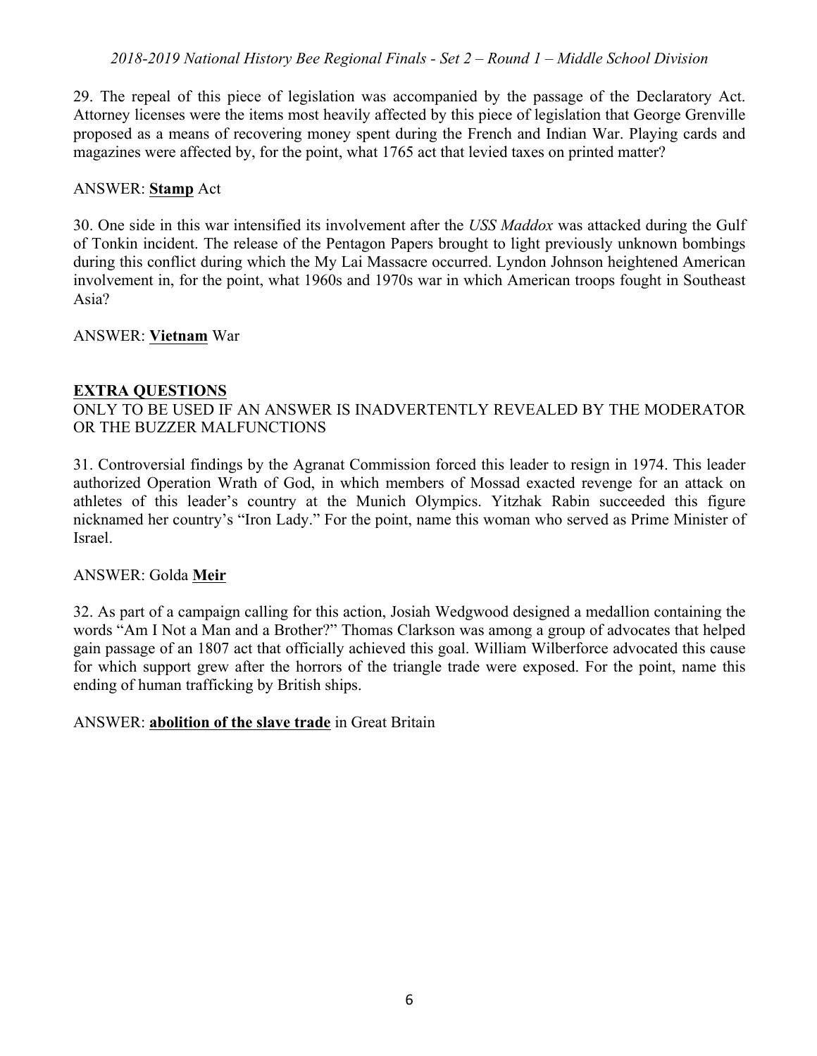29. The repeal of this piece of legislation was accompanied by the passage of the Declaratory Act. Attorney licenses were the items most heavily affected by this piece of legislation that George Grenville proposed as a means of recovering money spent during the French and Indian War. Playing cards and magazines were affected by, for the point, what 1765 act that levied taxes on printed matter?

ANSWER: **Stamp** Act

30. One side in this war intensified its involvement after the *USS Maddox* was attacked during the Gulf of Tonkin incident. The release of the Pentagon Papers brought to light previously unknown bombings during this conflict during which the My Lai Massacre occurred. Lyndon Johnson heightened American involvement in, for the point, what 1960s and 1970s war in which American troops fought in Southeast Asia?

ANSWER: **Vietnam** War

**EXTRA QUESTIONS**

ONLY TO BE USED IF AN ANSWER IS INADVERTENTLY REVEALED BY THE MODERATOR OR THE BUZZER MALFUNCTIONS

31. Controversial findings by the Agranat Commission forced this leader to resign in 1974. This leader authorized Operation Wrath of God, in which members of Mossad exacted revenge for an attack on athletes of this leader's country at the Munich Olympics. Yitzhak Rabin succeeded this figure nicknamed her country's "Iron Lady." For the point, name this woman who served as Prime Minister of Israel.

ANSWER: Golda **Meir**

32. As part of a campaign calling for this action, Josiah Wedgwood designed a medallion containing the words "Am I Not a Man and a Brother?" Thomas Clarkson was among a group of advocates that helped gain passage of an 1807 act that officially achieved this goal. William Wilberforce advocated this cause for which support grew after the horrors of the triangle trade were exposed. For the point, name this ending of human trafficking by British ships.

ANSWER: **abolition of the slave trade** in Great Britain